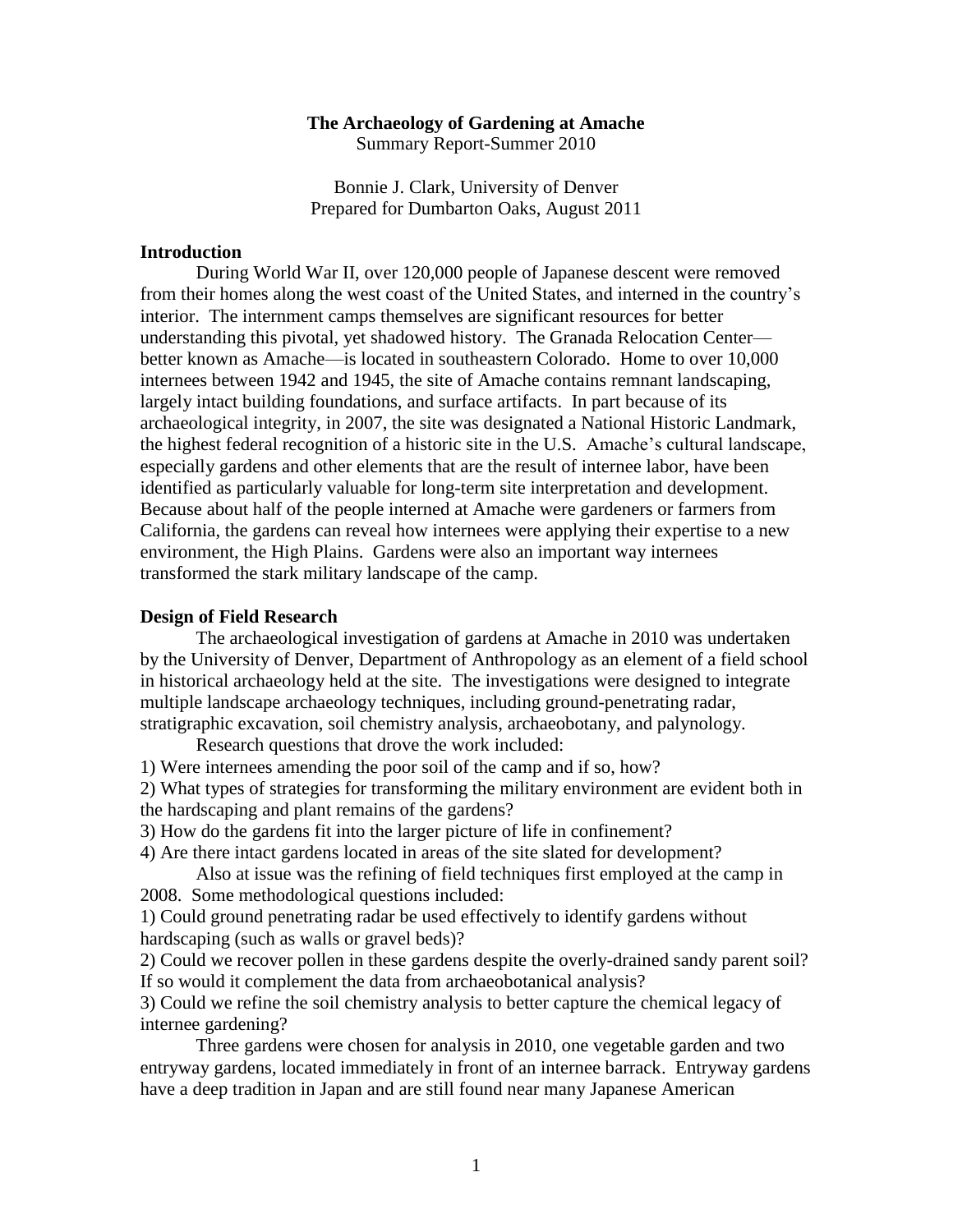# The Archaeology of Gardening at Amache

Summary Report-Summer 2010

Bonnie J. Clark, University of Denver
Prepared for Dumbarton Oaks, August 2011

## Introduction

During World War II, over 120,000 people of Japanese descent were removed from their homes along the west coast of the United States, and interned in the country's interior. The internment camps themselves are significant resources for better understanding this pivotal, yet shadowed history. The Granada Relocation Center—better known as Amache—is located in southeastern Colorado. Home to over 10,000 internees between 1942 and 1945, the site of Amache contains remnant landscaping, largely intact building foundations, and surface artifacts. In part because of its archaeological integrity, in 2007, the site was designated a National Historic Landmark, the highest federal recognition of a historic site in the U.S. Amache's cultural landscape, especially gardens and other elements that are the result of internee labor, have been identified as particularly valuable for long-term site interpretation and development. Because about half of the people interned at Amache were gardeners or farmers from California, the gardens can reveal how internees were applying their expertise to a new environment, the High Plains. Gardens were also an important way internees transformed the stark military landscape of the camp.

## Design of Field Research

The archaeological investigation of gardens at Amache in 2010 was undertaken by the University of Denver, Department of Anthropology as an element of a field school in historical archaeology held at the site. The investigations were designed to integrate multiple landscape archaeology techniques, including ground-penetrating radar, stratigraphic excavation, soil chemistry analysis, archaeobotany, and palynology.

Research questions that drove the work included:

1) Were internees amending the poor soil of the camp and if so, how?
2) What types of strategies for transforming the military environment are evident both in the hardscaping and plant remains of the gardens?
3) How do the gardens fit into the larger picture of life in confinement?
4) Are there intact gardens located in areas of the site slated for development?

Also at issue was the refining of field techniques first employed at the camp in 2008. Some methodological questions included:

1) Could ground penetrating radar be used effectively to identify gardens without hardscaping (such as walls or gravel beds)?
2) Could we recover pollen in these gardens despite the overly-drained sandy parent soil? If so would it complement the data from archaeobotanical analysis?
3) Could we refine the soil chemistry analysis to better capture the chemical legacy of internee gardening?

Three gardens were chosen for analysis in 2010, one vegetable garden and two entryway gardens, located immediately in front of an internee barrack. Entryway gardens have a deep tradition in Japan and are still found near many Japanese American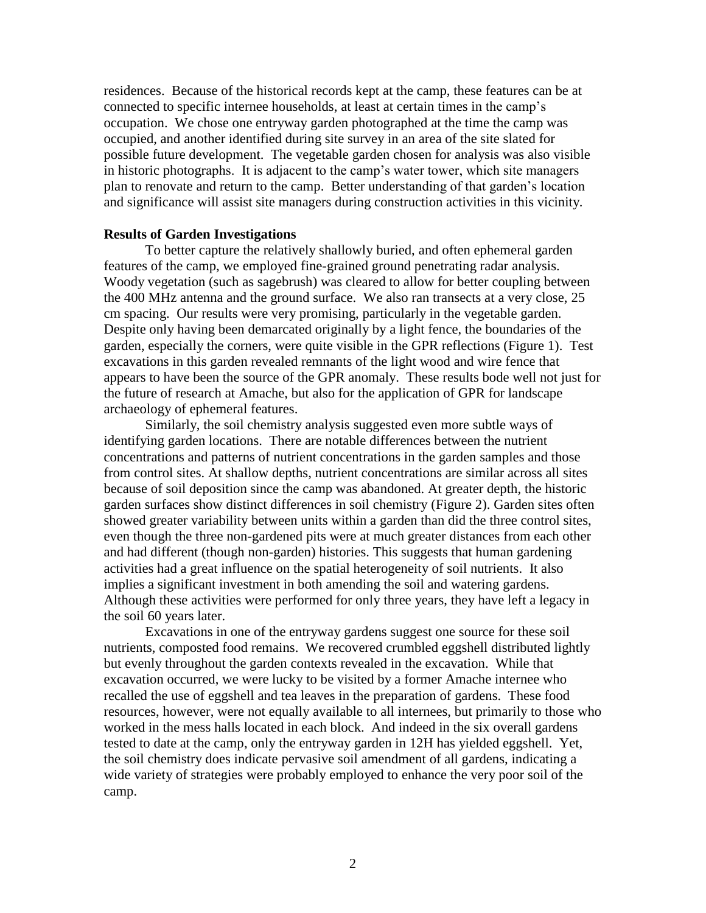residences. Because of the historical records kept at the camp, these features can be at connected to specific internee households, at least at certain times in the camp's occupation. We chose one entryway garden photographed at the time the camp was occupied, and another identified during site survey in an area of the site slated for possible future development. The vegetable garden chosen for analysis was also visible in historic photographs. It is adjacent to the camp's water tower, which site managers plan to renovate and return to the camp. Better understanding of that garden's location and significance will assist site managers during construction activities in this vicinity.

**Results of Garden Investigations**

To better capture the relatively shallowly buried, and often ephemeral garden features of the camp, we employed fine-grained ground penetrating radar analysis. Woody vegetation (such as sagebrush) was cleared to allow for better coupling between the 400 MHz antenna and the ground surface. We also ran transects at a very close, 25 cm spacing. Our results were very promising, particularly in the vegetable garden. Despite only having been demarcated originally by a light fence, the boundaries of the garden, especially the corners, were quite visible in the GPR reflections (Figure 1). Test excavations in this garden revealed remnants of the light wood and wire fence that appears to have been the source of the GPR anomaly. These results bode well not just for the future of research at Amache, but also for the application of GPR for landscape archaeology of ephemeral features.

Similarly, the soil chemistry analysis suggested even more subtle ways of identifying garden locations. There are notable differences between the nutrient concentrations and patterns of nutrient concentrations in the garden samples and those from control sites. At shallow depths, nutrient concentrations are similar across all sites because of soil deposition since the camp was abandoned. At greater depth, the historic garden surfaces show distinct differences in soil chemistry (Figure 2). Garden sites often showed greater variability between units within a garden than did the three control sites, even though the three non-gardened pits were at much greater distances from each other and had different (though non-garden) histories. This suggests that human gardening activities had a great influence on the spatial heterogeneity of soil nutrients. It also implies a significant investment in both amending the soil and watering gardens. Although these activities were performed for only three years, they have left a legacy in the soil 60 years later.

Excavations in one of the entryway gardens suggest one source for these soil nutrients, composted food remains. We recovered crumbled eggshell distributed lightly but evenly throughout the garden contexts revealed in the excavation. While that excavation occurred, we were lucky to be visited by a former Amache internee who recalled the use of eggshell and tea leaves in the preparation of gardens. These food resources, however, were not equally available to all internees, but primarily to those who worked in the mess halls located in each block. And indeed in the six overall gardens tested to date at the camp, only the entryway garden in 12H has yielded eggshell. Yet, the soil chemistry does indicate pervasive soil amendment of all gardens, indicating a wide variety of strategies were probably employed to enhance the very poor soil of the camp.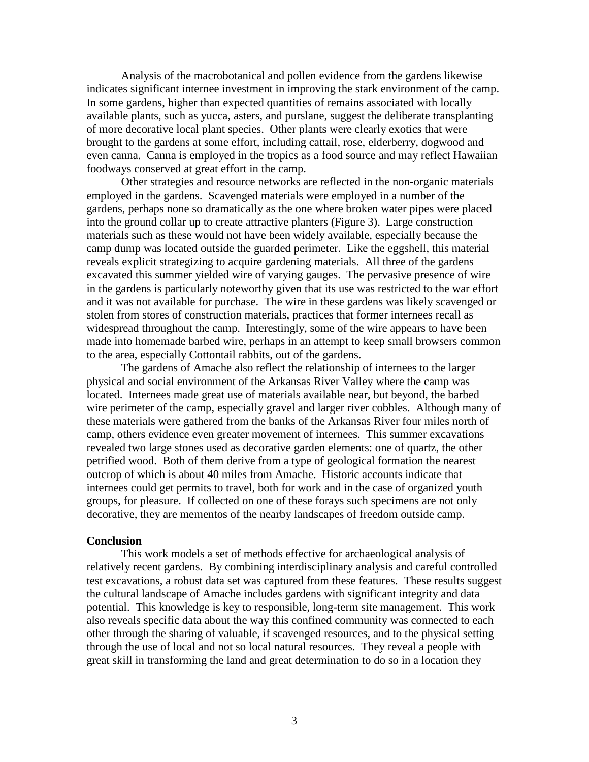Analysis of the macrobotanical and pollen evidence from the gardens likewise indicates significant internee investment in improving the stark environment of the camp. In some gardens, higher than expected quantities of remains associated with locally available plants, such as yucca, asters, and purslane, suggest the deliberate transplanting of more decorative local plant species. Other plants were clearly exotics that were brought to the gardens at some effort, including cattail, rose, elderberry, dogwood and even canna. Canna is employed in the tropics as a food source and may reflect Hawaiian foodways conserved at great effort in the camp.

Other strategies and resource networks are reflected in the non-organic materials employed in the gardens. Scavenged materials were employed in a number of the gardens, perhaps none so dramatically as the one where broken water pipes were placed into the ground collar up to create attractive planters (Figure 3). Large construction materials such as these would not have been widely available, especially because the camp dump was located outside the guarded perimeter. Like the eggshell, this material reveals explicit strategizing to acquire gardening materials. All three of the gardens excavated this summer yielded wire of varying gauges. The pervasive presence of wire in the gardens is particularly noteworthy given that its use was restricted to the war effort and it was not available for purchase. The wire in these gardens was likely scavenged or stolen from stores of construction materials, practices that former internees recall as widespread throughout the camp. Interestingly, some of the wire appears to have been made into homemade barbed wire, perhaps in an attempt to keep small browsers common to the area, especially Cottontail rabbits, out of the gardens.

The gardens of Amache also reflect the relationship of internees to the larger physical and social environment of the Arkansas River Valley where the camp was located. Internees made great use of materials available near, but beyond, the barbed wire perimeter of the camp, especially gravel and larger river cobbles. Although many of these materials were gathered from the banks of the Arkansas River four miles north of camp, others evidence even greater movement of internees. This summer excavations revealed two large stones used as decorative garden elements: one of quartz, the other petrified wood. Both of them derive from a type of geological formation the nearest outcrop of which is about 40 miles from Amache. Historic accounts indicate that internees could get permits to travel, both for work and in the case of organized youth groups, for pleasure. If collected on one of these forays such specimens are not only decorative, they are mementos of the nearby landscapes of freedom outside camp.

**Conclusion**

This work models a set of methods effective for archaeological analysis of relatively recent gardens. By combining interdisciplinary analysis and careful controlled test excavations, a robust data set was captured from these features. These results suggest the cultural landscape of Amache includes gardens with significant integrity and data potential. This knowledge is key to responsible, long-term site management. This work also reveals specific data about the way this confined community was connected to each other through the sharing of valuable, if scavenged resources, and to the physical setting through the use of local and not so local natural resources. They reveal a people with great skill in transforming the land and great determination to do so in a location they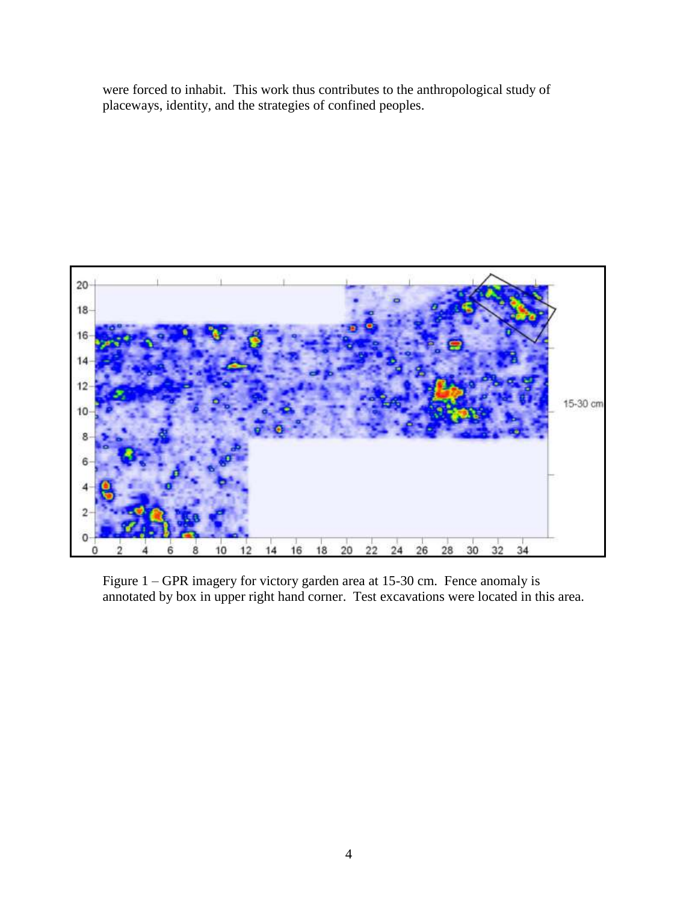were forced to inhabit. This work thus contributes to the anthropological study of placeways, identity, and the strategies of confined peoples.

Figure 1 – GPR imagery for victory garden area at 15-30 cm. Fence anomaly is annotated by box in upper right hand corner. Test excavations were located in this area.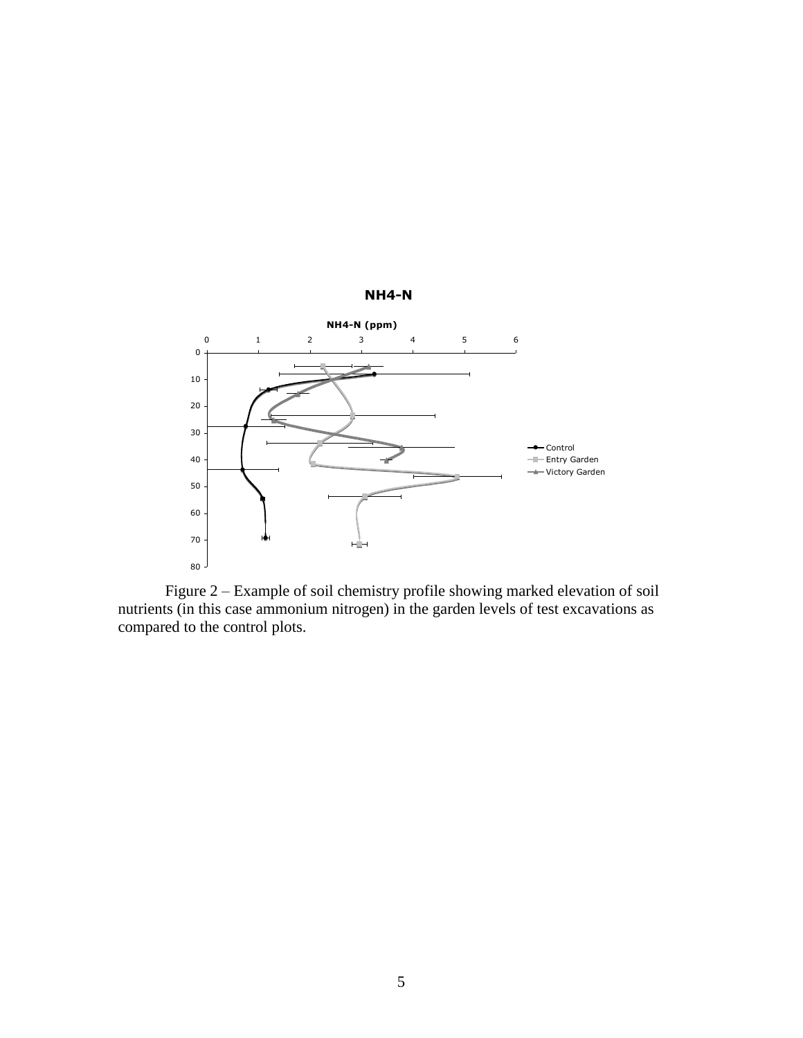**NH4-N**

**NH4-N (ppm)**

Control
Entry Garden
Victory Garden

Figure 2 – Example of soil chemistry profile showing marked elevation of soil nutrients (in this case ammonium nitrogen) in the garden levels of test excavations as compared to the control plots.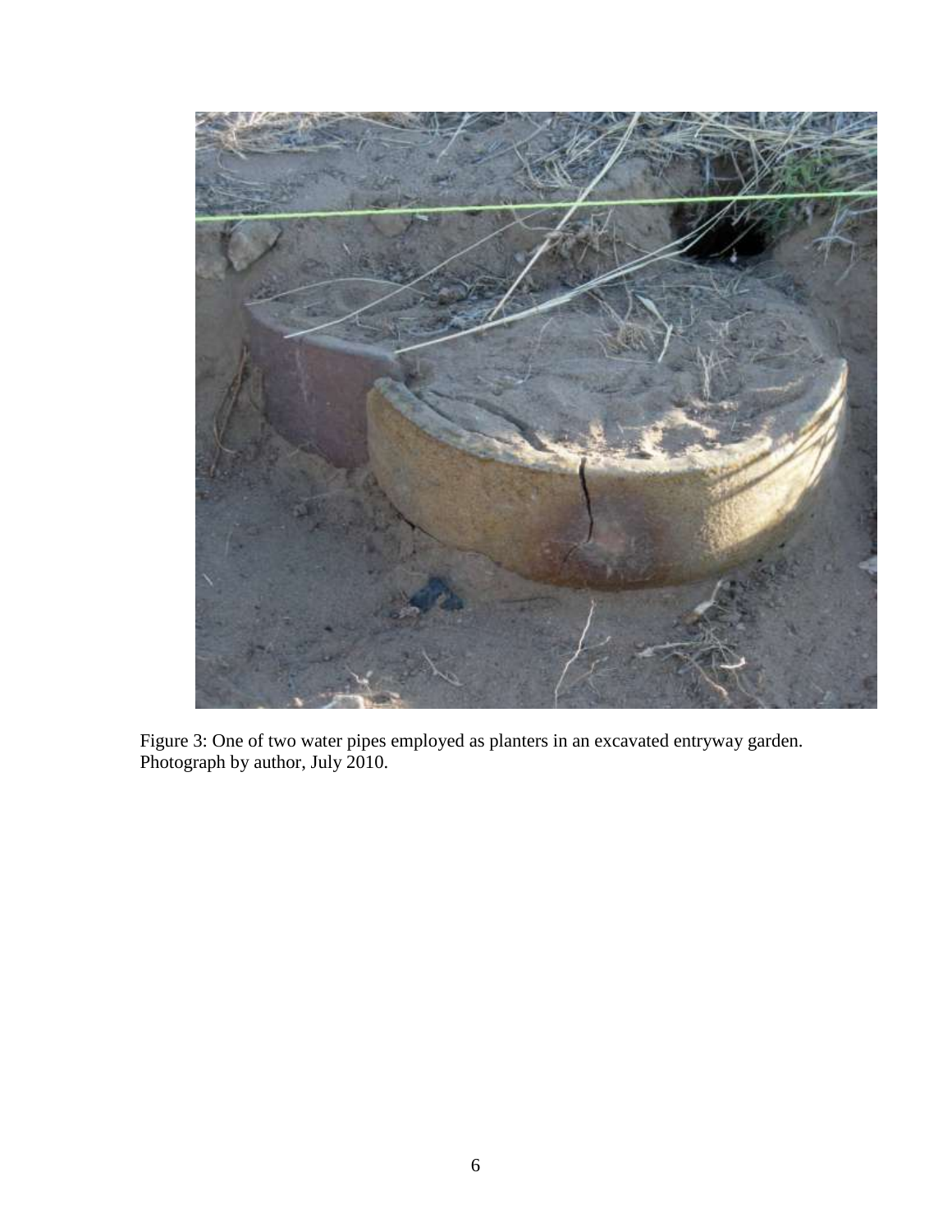Figure 3: One of two water pipes employed as planters in an excavated entryway garden. Photograph by author, July 2010.